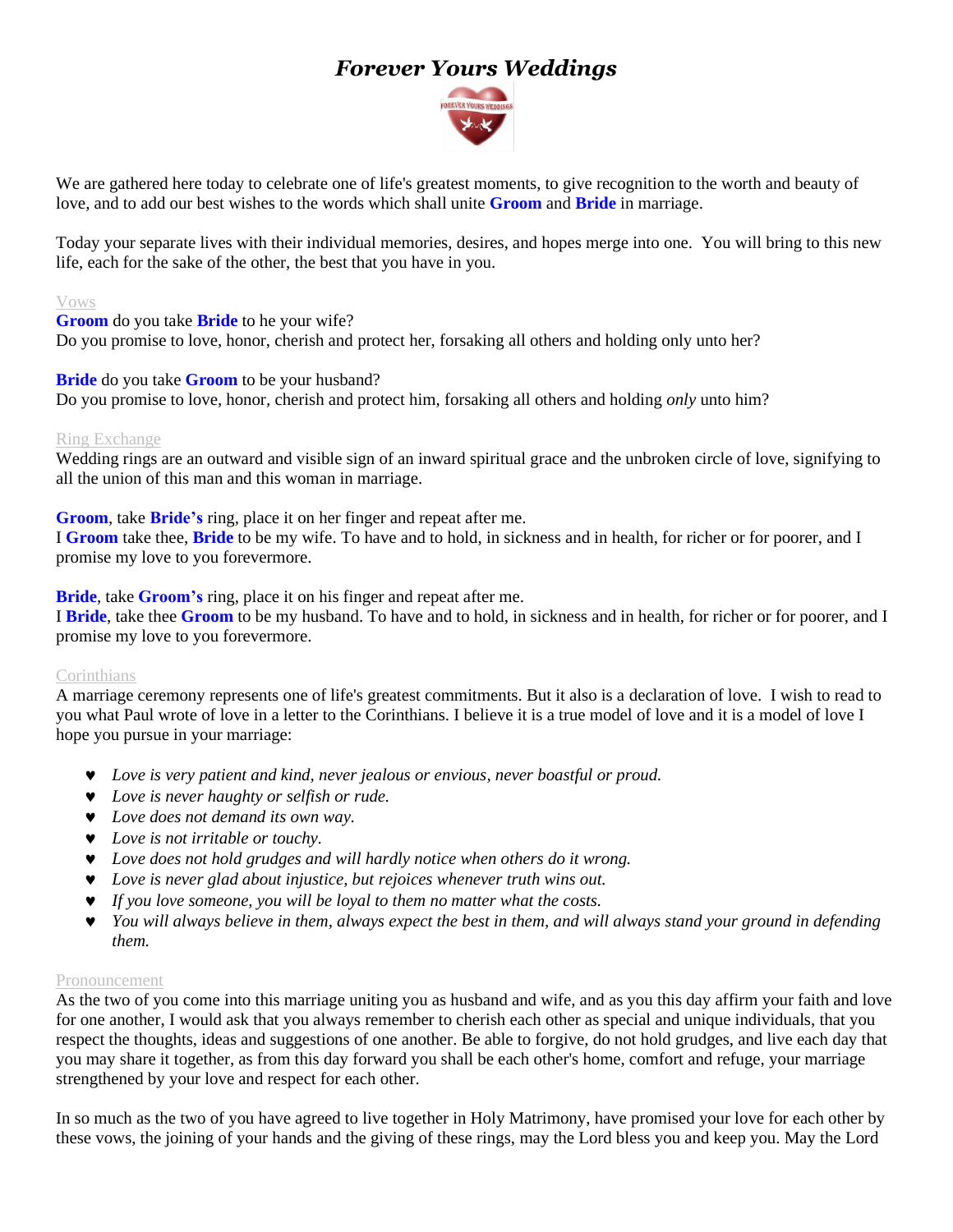# *Forever Yours Weddings*

We are gathered here today to celebrate one of life's greatest moments, to give recognition to the worth and beauty of love, and to add our best wishes to the words which shall unite **Groom** and **Bride** in marriage.

Today your separate lives with their individual memories, desires, and hopes merge into one. You will bring to this new life, each for the sake of the other, the best that you have in you.

Vows

**Groom** do you take **Bride** to he your wife?
Do you promise to love, honor, cherish and protect her, forsaking all others and holding only unto her?

**Bride** do you take **Groom** to be your husband?
Do you promise to love, honor, cherish and protect him, forsaking all others and holding *only* unto him?

Ring Exchange

Wedding rings are an outward and visible sign of an inward spiritual grace and the unbroken circle of love, signifying to all the union of this man and this woman in marriage.

**Groom**, take **Bride's** ring, place it on her finger and repeat after me.
I **Groom** take thee, **Bride** to be my wife. To have and to hold, in sickness and in health, for richer or for poorer, and I promise my love to you forevermore.

**Bride**, take **Groom's** ring, place it on his finger and repeat after me.
I **Bride**, take thee **Groom** to be my husband. To have and to hold, in sickness and in health, for richer or for poorer, and I promise my love to you forevermore.

Corinthians

A marriage ceremony represents one of life's greatest commitments. But it also is a declaration of love. I wish to read to you what Paul wrote of love in a letter to the Corinthians. I believe it is a true model of love and it is a model of love I hope you pursue in your marriage:

- *Love is very patient and kind, never jealous or envious, never boastful or proud.*
- *Love is never haughty or selfish or rude.*
- *Love does not demand its own way.*
- *Love is not irritable or touchy.*
- *Love does not hold grudges and will hardly notice when others do it wrong.*
- *Love is never glad about injustice, but rejoices whenever truth wins out.*
- *If you love someone, you will be loyal to them no matter what the costs.*
- *You will always believe in them, always expect the best in them, and will always stand your ground in defending them.*

Pronouncement

As the two of you come into this marriage uniting you as husband and wife, and as you this day affirm your faith and love for one another, I would ask that you always remember to cherish each other as special and unique individuals, that you respect the thoughts, ideas and suggestions of one another. Be able to forgive, do not hold grudges, and live each day that you may share it together, as from this day forward you shall be each other's home, comfort and refuge, your marriage strengthened by your love and respect for each other.

In so much as the two of you have agreed to live together in Holy Matrimony, have promised your love for each other by these vows, the joining of your hands and the giving of these rings, may the Lord bless you and keep you. May the Lord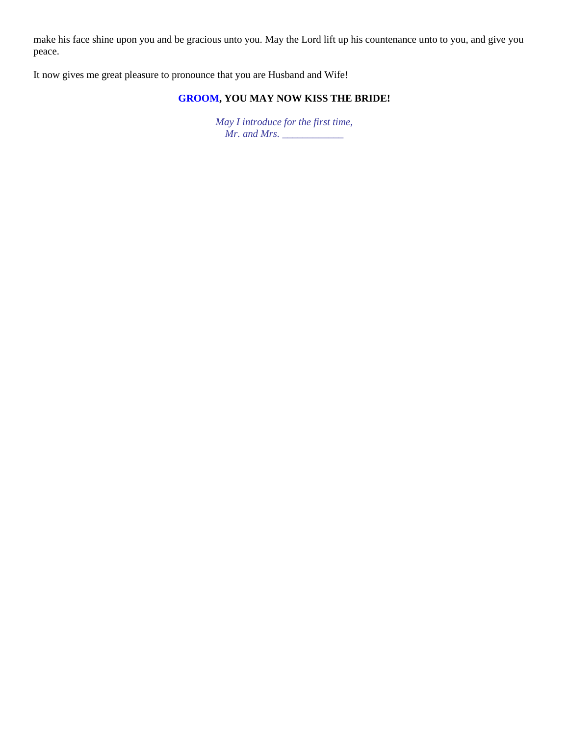make his face shine upon you and be gracious unto you. May the Lord lift up his countenance unto to you, and give you peace.

It now gives me great pleasure to pronounce that you are Husband and Wife!

**GROOM, YOU MAY NOW KISS THE BRIDE!**

*May I introduce for the first time,*
*Mr. and Mrs. ____________*